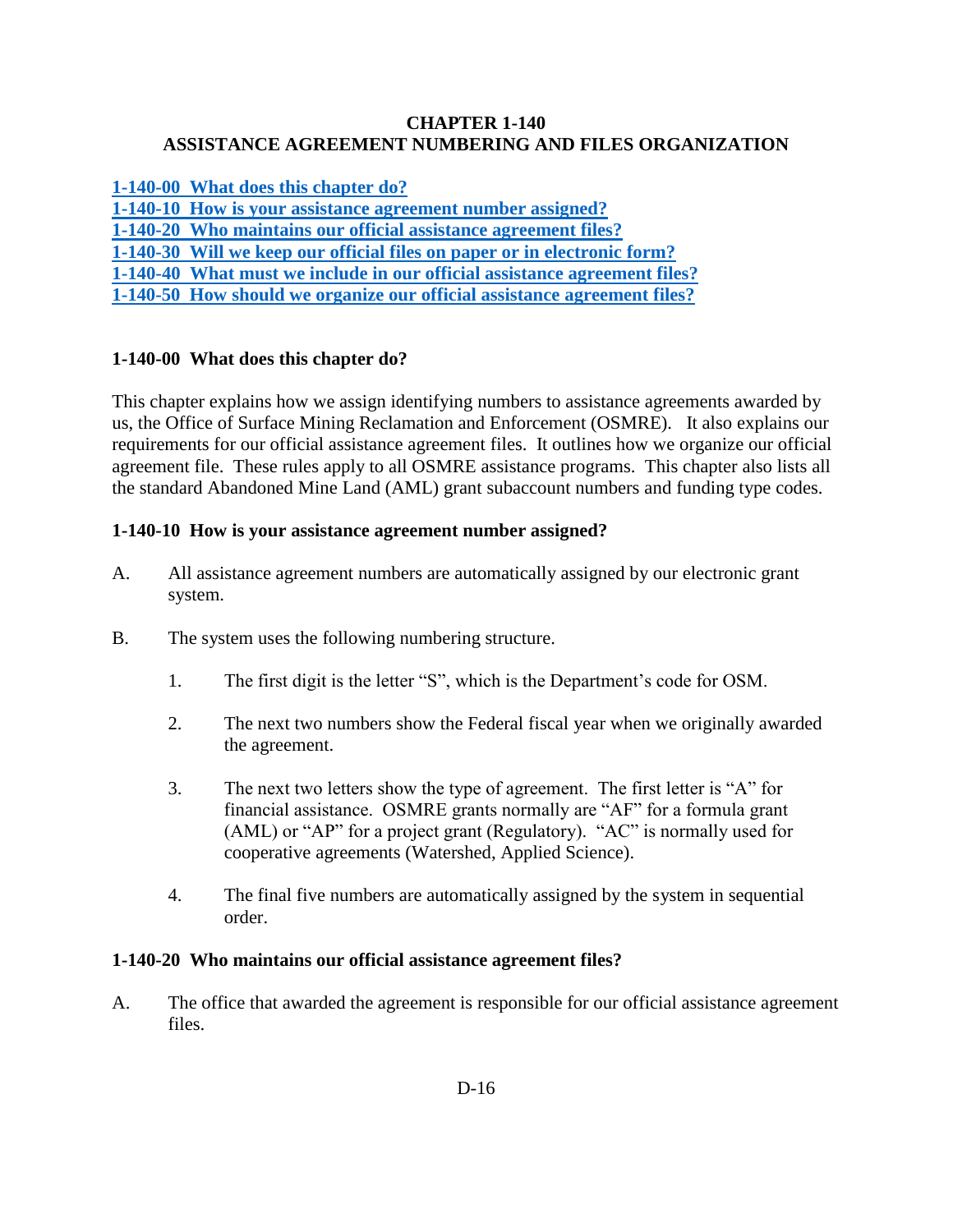# CHAPTER 1-140
# ASSISTANCE AGREEMENT NUMBERING AND FILES ORGANIZATION

**1-140-00 What does this chapter do?**
**1-140-10 How is your assistance agreement number assigned?**
**1-140-20 Who maintains our official assistance agreement files?**
**1-140-30 Will we keep our official files on paper or in electronic form?**
**1-140-40 What must we include in our official assistance agreement files?**
**1-140-50 How should we organize our official assistance agreement files?**

## 1-140-00 What does this chapter do?

This chapter explains how we assign identifying numbers to assistance agreements awarded by us, the Office of Surface Mining Reclamation and Enforcement (OSMRE). It also explains our requirements for our official assistance agreement files. It outlines how we organize our official agreement file. These rules apply to all OSMRE assistance programs. This chapter also lists all the standard Abandoned Mine Land (AML) grant subaccount numbers and funding type codes.

## 1-140-10 How is your assistance agreement number assigned?

A. All assistance agreement numbers are automatically assigned by our electronic grant system.

B. The system uses the following numbering structure.

1. The first digit is the letter "S", which is the Department's code for OSM.

2. The next two numbers show the Federal fiscal year when we originally awarded the agreement.

3. The next two letters show the type of agreement. The first letter is "A" for financial assistance. OSMRE grants normally are "AF" for a formula grant (AML) or "AP" for a project grant (Regulatory). "AC" is normally used for cooperative agreements (Watershed, Applied Science).

4. The final five numbers are automatically assigned by the system in sequential order.

## 1-140-20 Who maintains our official assistance agreement files?

A. The office that awarded the agreement is responsible for our official assistance agreement files.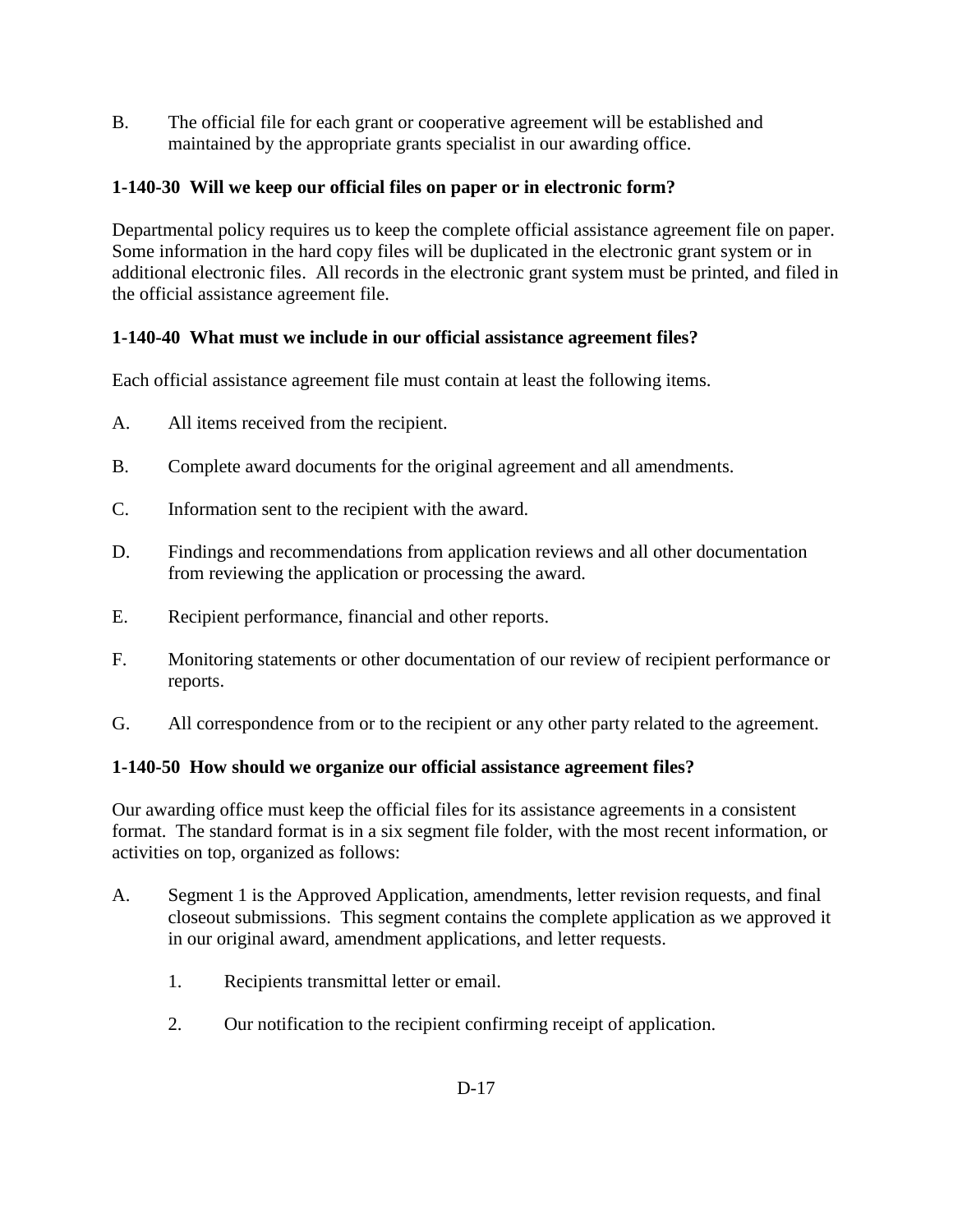B. The official file for each grant or cooperative agreement will be established and maintained by the appropriate grants specialist in our awarding office.

**1-140-30 Will we keep our official files on paper or in electronic form?**

Departmental policy requires us to keep the complete official assistance agreement file on paper. Some information in the hard copy files will be duplicated in the electronic grant system or in additional electronic files. All records in the electronic grant system must be printed, and filed in the official assistance agreement file.

**1-140-40 What must we include in our official assistance agreement files?**

Each official assistance agreement file must contain at least the following items.

A. All items received from the recipient.

B. Complete award documents for the original agreement and all amendments.

C. Information sent to the recipient with the award.

D. Findings and recommendations from application reviews and all other documentation from reviewing the application or processing the award.

E. Recipient performance, financial and other reports.

F. Monitoring statements or other documentation of our review of recipient performance or reports.

G. All correspondence from or to the recipient or any other party related to the agreement.

**1-140-50 How should we organize our official assistance agreement files?**

Our awarding office must keep the official files for its assistance agreements in a consistent format. The standard format is in a six segment file folder, with the most recent information, or activities on top, organized as follows:

A. Segment 1 is the Approved Application, amendments, letter revision requests, and final closeout submissions. This segment contains the complete application as we approved it in our original award, amendment applications, and letter requests.

   1. Recipients transmittal letter or email.

   2. Our notification to the recipient confirming receipt of application.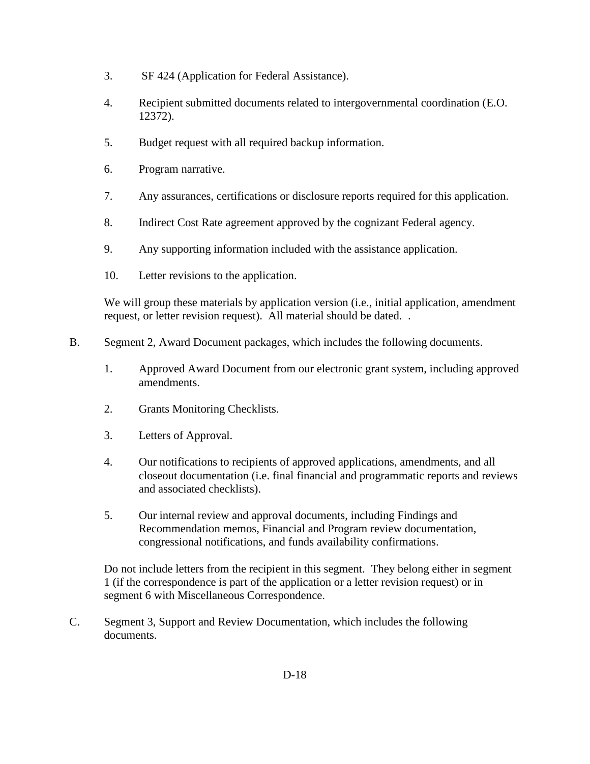3. SF 424 (Application for Federal Assistance).

4. Recipient submitted documents related to intergovernmental coordination (E.O. 12372).

5. Budget request with all required backup information.

6. Program narrative.

7. Any assurances, certifications or disclosure reports required for this application.

8. Indirect Cost Rate agreement approved by the cognizant Federal agency.

9. Any supporting information included with the assistance application.

10. Letter revisions to the application.

We will group these materials by application version (i.e., initial application, amendment request, or letter revision request). All material should be dated. .

B. Segment 2, Award Document packages, which includes the following documents.

1. Approved Award Document from our electronic grant system, including approved amendments.

2. Grants Monitoring Checklists.

3. Letters of Approval.

4. Our notifications to recipients of approved applications, amendments, and all closeout documentation (i.e. final financial and programmatic reports and reviews and associated checklists).

5. Our internal review and approval documents, including Findings and Recommendation memos, Financial and Program review documentation, congressional notifications, and funds availability confirmations.

Do not include letters from the recipient in this segment. They belong either in segment 1 (if the correspondence is part of the application or a letter revision request) or in segment 6 with Miscellaneous Correspondence.

C. Segment 3, Support and Review Documentation, which includes the following documents.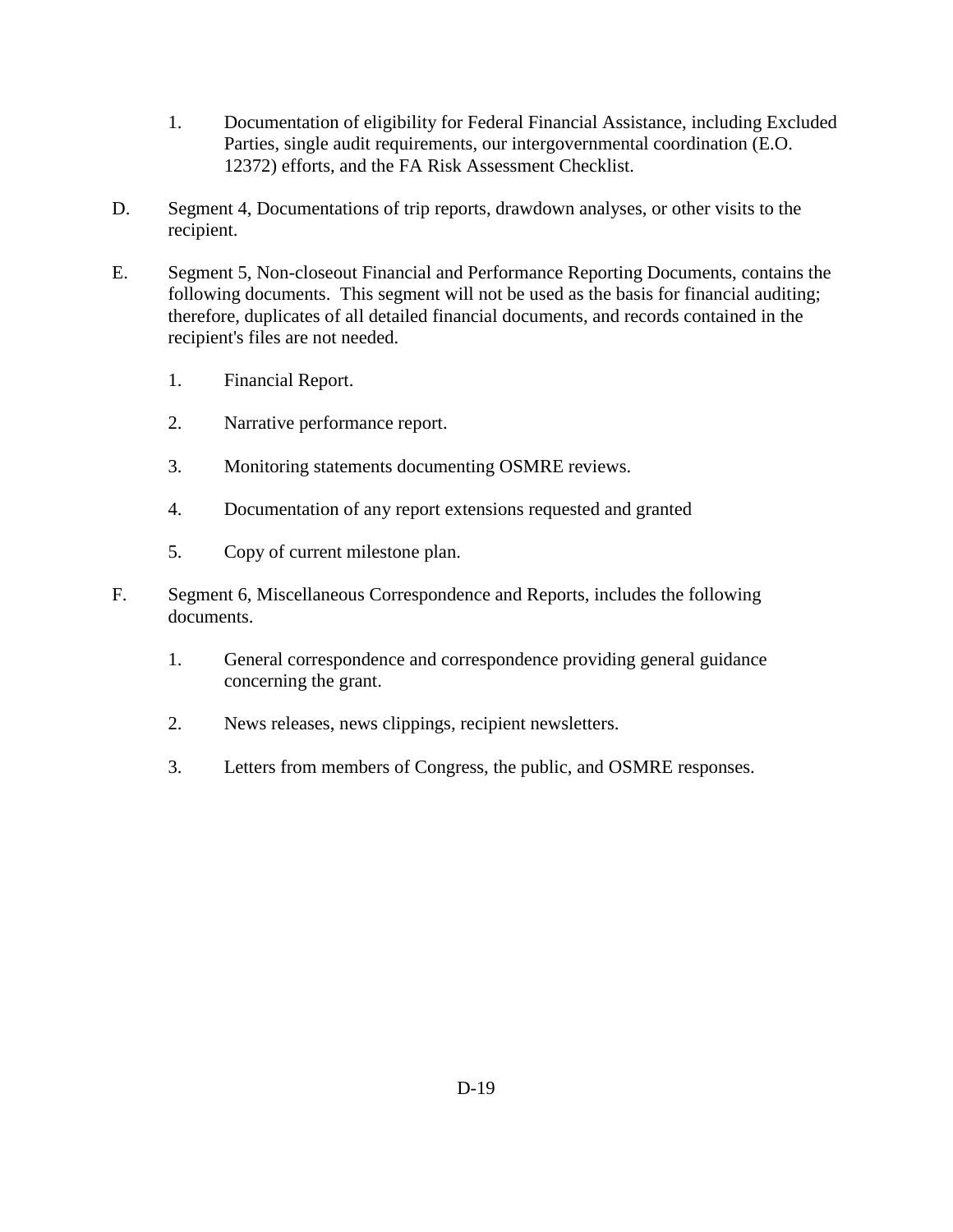1. Documentation of eligibility for Federal Financial Assistance, including Excluded Parties, single audit requirements, our intergovernmental coordination (E.O. 12372) efforts, and the FA Risk Assessment Checklist.

D. Segment 4, Documentations of trip reports, drawdown analyses, or other visits to the recipient.

E. Segment 5, Non-closeout Financial and Performance Reporting Documents, contains the following documents. This segment will not be used as the basis for financial auditing; therefore, duplicates of all detailed financial documents, and records contained in the recipient's files are not needed.

   1. Financial Report.

   2. Narrative performance report.

   3. Monitoring statements documenting OSMRE reviews.

   4. Documentation of any report extensions requested and granted

   5. Copy of current milestone plan.

F. Segment 6, Miscellaneous Correspondence and Reports, includes the following documents.

   1. General correspondence and correspondence providing general guidance concerning the grant.

   2. News releases, news clippings, recipient newsletters.

   3. Letters from members of Congress, the public, and OSMRE responses.